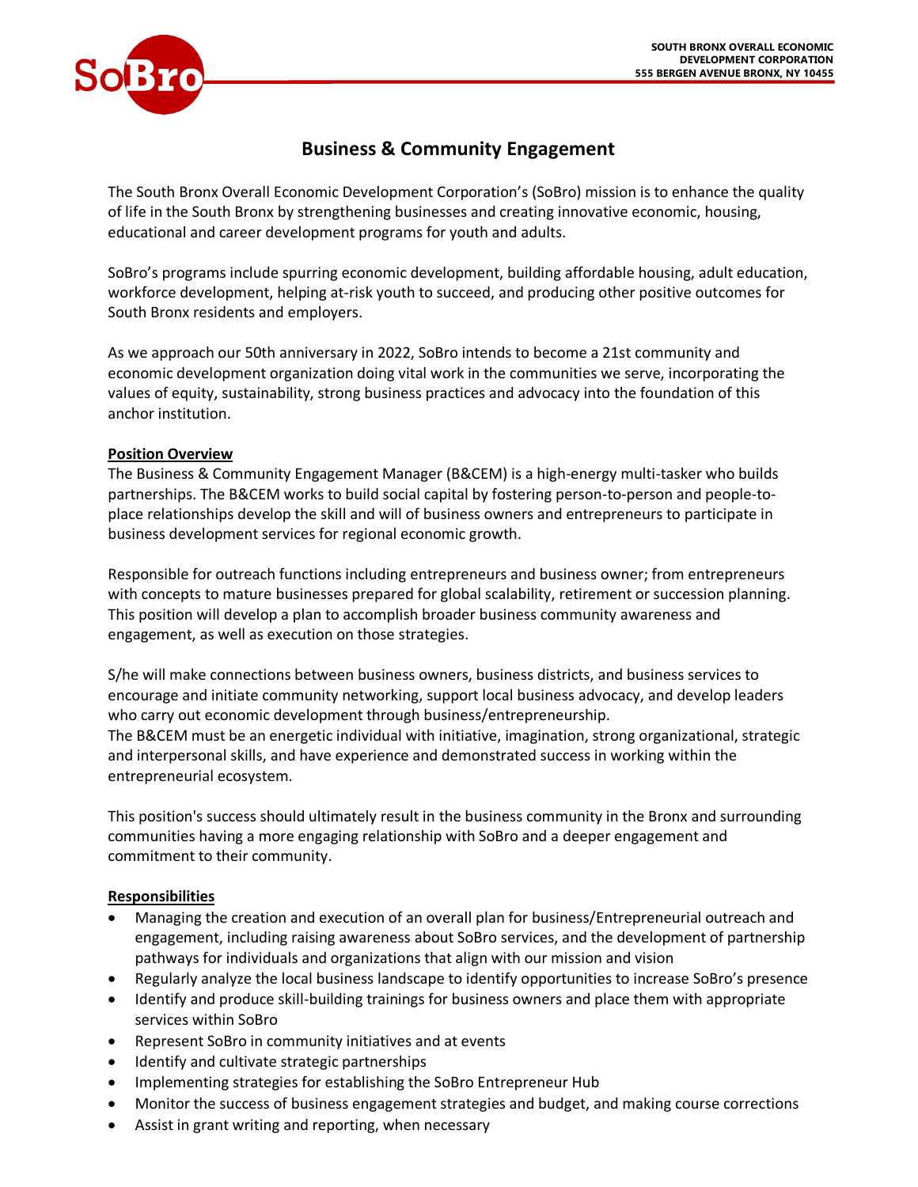SOUTH BRONX OVERALL ECONOMIC DEVELOPMENT CORPORATION
555 BERGEN AVENUE BRONX, NY 10455

# Business & Community Engagement

The South Bronx Overall Economic Development Corporation's (SoBro) mission is to enhance the quality of life in the South Bronx by strengthening businesses and creating innovative economic, housing, educational and career development programs for youth and adults.

SoBro's programs include spurring economic development, building affordable housing, adult education, workforce development, helping at-risk youth to succeed, and producing other positive outcomes for South Bronx residents and employers.

As we approach our 50th anniversary in 2022, SoBro intends to become a 21st community and economic development organization doing vital work in the communities we serve, incorporating the values of equity, sustainability, strong business practices and advocacy into the foundation of this anchor institution.

**Position Overview**

The Business & Community Engagement Manager (B&CEM) is a high-energy multi-tasker who builds partnerships. The B&CEM works to build social capital by fostering person-to-person and people-to-place relationships develop the skill and will of business owners and entrepreneurs to participate in business development services for regional economic growth.

Responsible for outreach functions including entrepreneurs and business owner; from entrepreneurs with concepts to mature businesses prepared for global scalability, retirement or succession planning. This position will develop a plan to accomplish broader business community awareness and engagement, as well as execution on those strategies.

S/he will make connections between business owners, business districts, and business services to encourage and initiate community networking, support local business advocacy, and develop leaders who carry out economic development through business/entrepreneurship.
The B&CEM must be an energetic individual with initiative, imagination, strong organizational, strategic and interpersonal skills, and have experience and demonstrated success in working within the entrepreneurial ecosystem.

This position's success should ultimately result in the business community in the Bronx and surrounding communities having a more engaging relationship with SoBro and a deeper engagement and commitment to their community.

**Responsibilities**

- Managing the creation and execution of an overall plan for business/Entrepreneurial outreach and engagement, including raising awareness about SoBro services, and the development of partnership pathways for individuals and organizations that align with our mission and vision
- Regularly analyze the local business landscape to identify opportunities to increase SoBro's presence
- Identify and produce skill-building trainings for business owners and place them with appropriate services within SoBro
- Represent SoBro in community initiatives and at events
- Identify and cultivate strategic partnerships
- Implementing strategies for establishing the SoBro Entrepreneur Hub
- Monitor the success of business engagement strategies and budget, and making course corrections
- Assist in grant writing and reporting, when necessary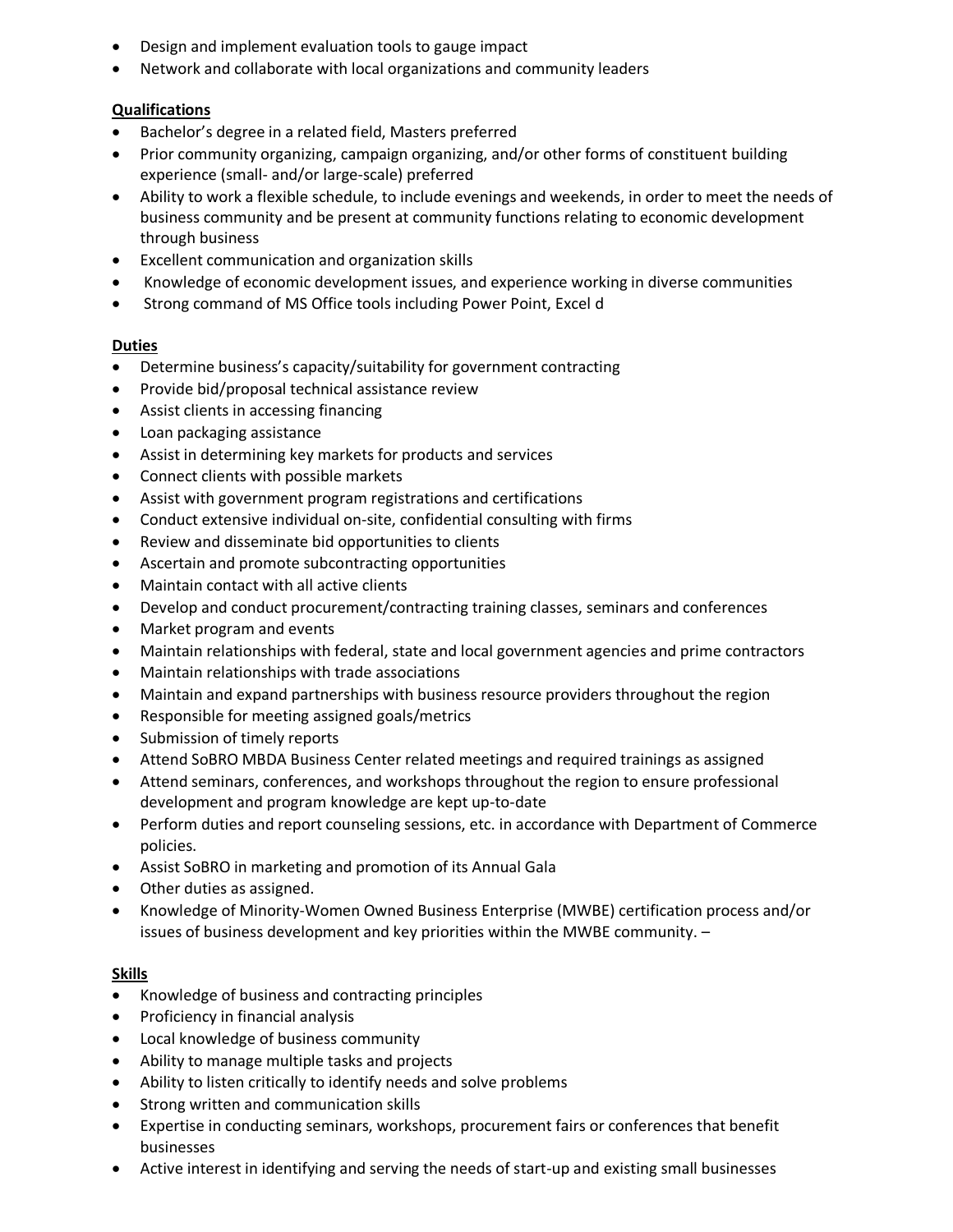- Design and implement evaluation tools to gauge impact
- Network and collaborate with local organizations and community leaders

**Qualifications**

- Bachelor's degree in a related field, Masters preferred
- Prior community organizing, campaign organizing, and/or other forms of constituent building experience (small- and/or large-scale) preferred
- Ability to work a flexible schedule, to include evenings and weekends, in order to meet the needs of business community and be present at community functions relating to economic development through business
- Excellent communication and organization skills
- Knowledge of economic development issues, and experience working in diverse communities
- Strong command of MS Office tools including Power Point, Excel d

**Duties**

- Determine business's capacity/suitability for government contracting
- Provide bid/proposal technical assistance review
- Assist clients in accessing financing
- Loan packaging assistance
- Assist in determining key markets for products and services
- Connect clients with possible markets
- Assist with government program registrations and certifications
- Conduct extensive individual on-site, confidential consulting with firms
- Review and disseminate bid opportunities to clients
- Ascertain and promote subcontracting opportunities
- Maintain contact with all active clients
- Develop and conduct procurement/contracting training classes, seminars and conferences
- Market program and events
- Maintain relationships with federal, state and local government agencies and prime contractors
- Maintain relationships with trade associations
- Maintain and expand partnerships with business resource providers throughout the region
- Responsible for meeting assigned goals/metrics
- Submission of timely reports
- Attend SoBRO MBDA Business Center related meetings and required trainings as assigned
- Attend seminars, conferences, and workshops throughout the region to ensure professional development and program knowledge are kept up-to-date
- Perform duties and report counseling sessions, etc. in accordance with Department of Commerce policies.
- Assist SoBRO in marketing and promotion of its Annual Gala
- Other duties as assigned.
- Knowledge of Minority-Women Owned Business Enterprise (MWBE) certification process and/or issues of business development and key priorities within the MWBE community. –

**Skills**

- Knowledge of business and contracting principles
- Proficiency in financial analysis
- Local knowledge of business community
- Ability to manage multiple tasks and projects
- Ability to listen critically to identify needs and solve problems
- Strong written and communication skills
- Expertise in conducting seminars, workshops, procurement fairs or conferences that benefit businesses
- Active interest in identifying and serving the needs of start-up and existing small businesses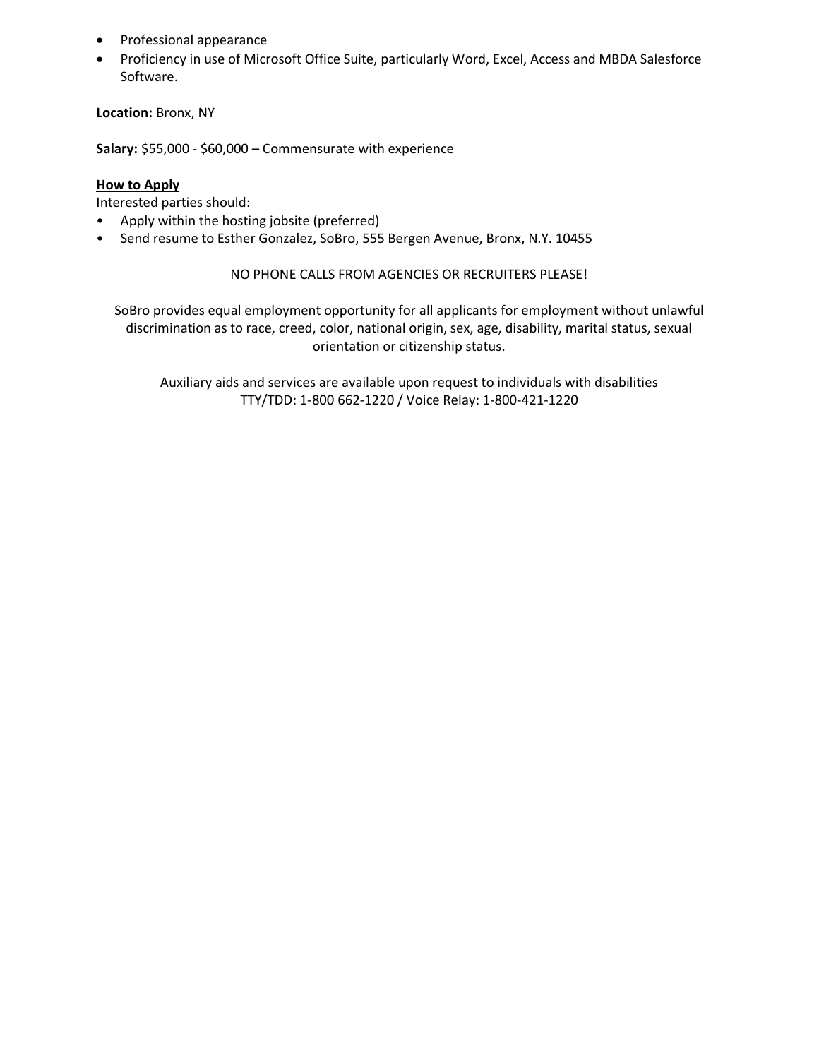- Professional appearance
- Proficiency in use of Microsoft Office Suite, particularly Word, Excel, Access and MBDA Salesforce Software.

**Location:** Bronx, NY

**Salary:** $55,000 - $60,000 – Commensurate with experience

**How to Apply**

Interested parties should:

- Apply within the hosting jobsite (preferred)
- Send resume to Esther Gonzalez, SoBro, 555 Bergen Avenue, Bronx, N.Y. 10455

NO PHONE CALLS FROM AGENCIES OR RECRUITERS PLEASE!

SoBro provides equal employment opportunity for all applicants for employment without unlawful discrimination as to race, creed, color, national origin, sex, age, disability, marital status, sexual orientation or citizenship status.

Auxiliary aids and services are available upon request to individuals with disabilities
TTY/TDD: 1-800 662-1220 / Voice Relay: 1-800-421-1220